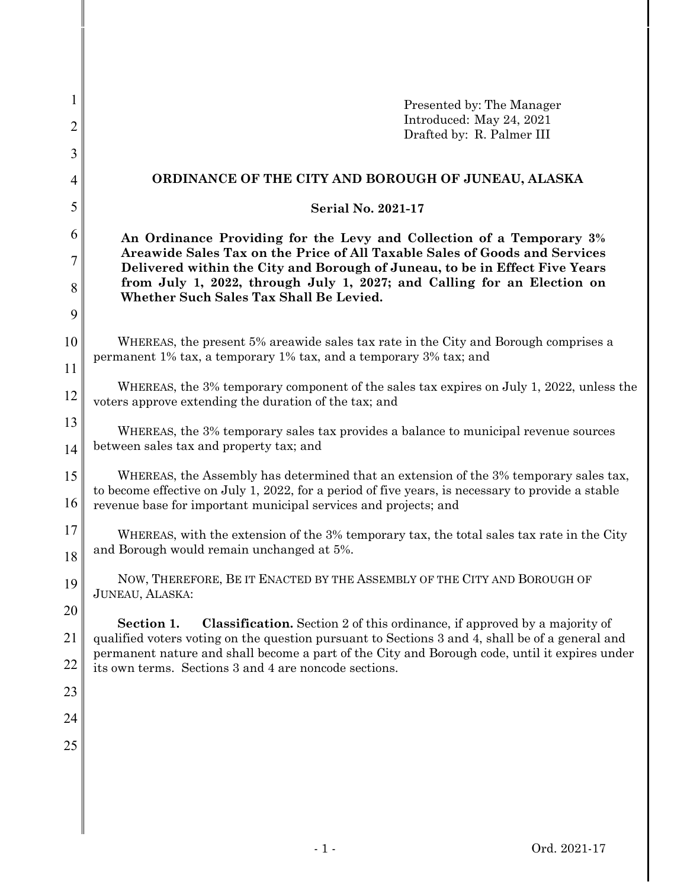Presented by: The Manager
Introduced: May 24, 2021
Drafted by: R. Palmer III

# ORDINANCE OF THE CITY AND BOROUGH OF JUNEAU, ALASKA

## Serial No. 2021-17

**An Ordinance Providing for the Levy and Collection of a Temporary 3% Areawide Sales Tax on the Price of All Taxable Sales of Goods and Services Delivered within the City and Borough of Juneau, to be in Effect Five Years from July 1, 2022, through July 1, 2027; and Calling for an Election on Whether Such Sales Tax Shall Be Levied.**

WHEREAS, the present 5% areawide sales tax rate in the City and Borough comprises a permanent 1% tax, a temporary 1% tax, and a temporary 3% tax; and

WHEREAS, the 3% temporary component of the sales tax expires on July 1, 2022, unless the voters approve extending the duration of the tax; and

WHEREAS, the 3% temporary sales tax provides a balance to municipal revenue sources between sales tax and property tax; and

WHEREAS, the Assembly has determined that an extension of the 3% temporary sales tax, to become effective on July 1, 2022, for a period of five years, is necessary to provide a stable revenue base for important municipal services and projects; and

WHEREAS, with the extension of the 3% temporary tax, the total sales tax rate in the City and Borough would remain unchanged at 5%.

NOW, THEREFORE, BE IT ENACTED BY THE ASSEMBLY OF THE CITY AND BOROUGH OF JUNEAU, ALASKA:

**Section 1. Classification.** Section 2 of this ordinance, if approved by a majority of qualified voters voting on the question pursuant to Sections 3 and 4, shall be of a general and permanent nature and shall become a part of the City and Borough code, until it expires under its own terms. Sections 3 and 4 are noncode sections.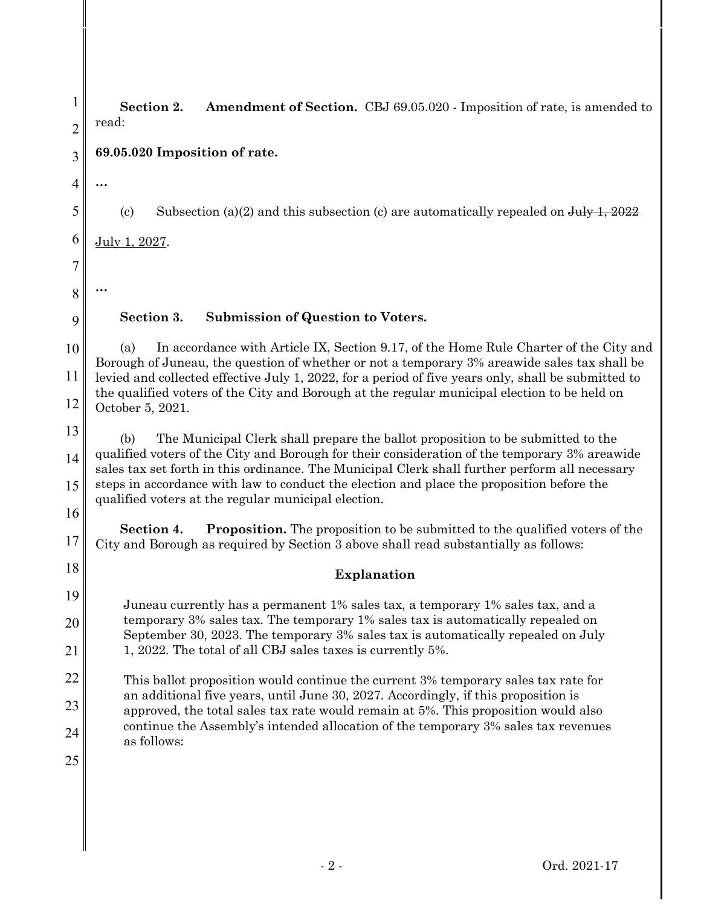**Section 2. Amendment of Section.** CBJ 69.05.020 - Imposition of rate, is amended to read:

**69.05.020 Imposition of rate.**

…

(c) Subsection (a)(2) and this subsection (c) are automatically repealed on ~~July 1, 2022~~ <u>July 1, 2027</u>.

…

**Section 3. Submission of Question to Voters.**

(a) In accordance with Article IX, Section 9.17, of the Home Rule Charter of the City and Borough of Juneau, the question of whether or not a temporary 3% areawide sales tax shall be levied and collected effective July 1, 2022, for a period of five years only, shall be submitted to the qualified voters of the City and Borough at the regular municipal election to be held on October 5, 2021.

(b) The Municipal Clerk shall prepare the ballot proposition to be submitted to the qualified voters of the City and Borough for their consideration of the temporary 3% areawide sales tax set forth in this ordinance. The Municipal Clerk shall further perform all necessary steps in accordance with law to conduct the election and place the proposition before the qualified voters at the regular municipal election.

**Section 4. Proposition.** The proposition to be submitted to the qualified voters of the City and Borough as required by Section 3 above shall read substantially as follows:

**Explanation**

Juneau currently has a permanent 1% sales tax, a temporary 1% sales tax, and a temporary 3% sales tax. The temporary 1% sales tax is automatically repealed on September 30, 2023. The temporary 3% sales tax is automatically repealed on July 1, 2022. The total of all CBJ sales taxes is currently 5%.

This ballot proposition would continue the current 3% temporary sales tax rate for an additional five years, until June 30, 2027. Accordingly, if this proposition is approved, the total sales tax rate would remain at 5%. This proposition would also continue the Assembly's intended allocation of the temporary 3% sales tax revenues as follows: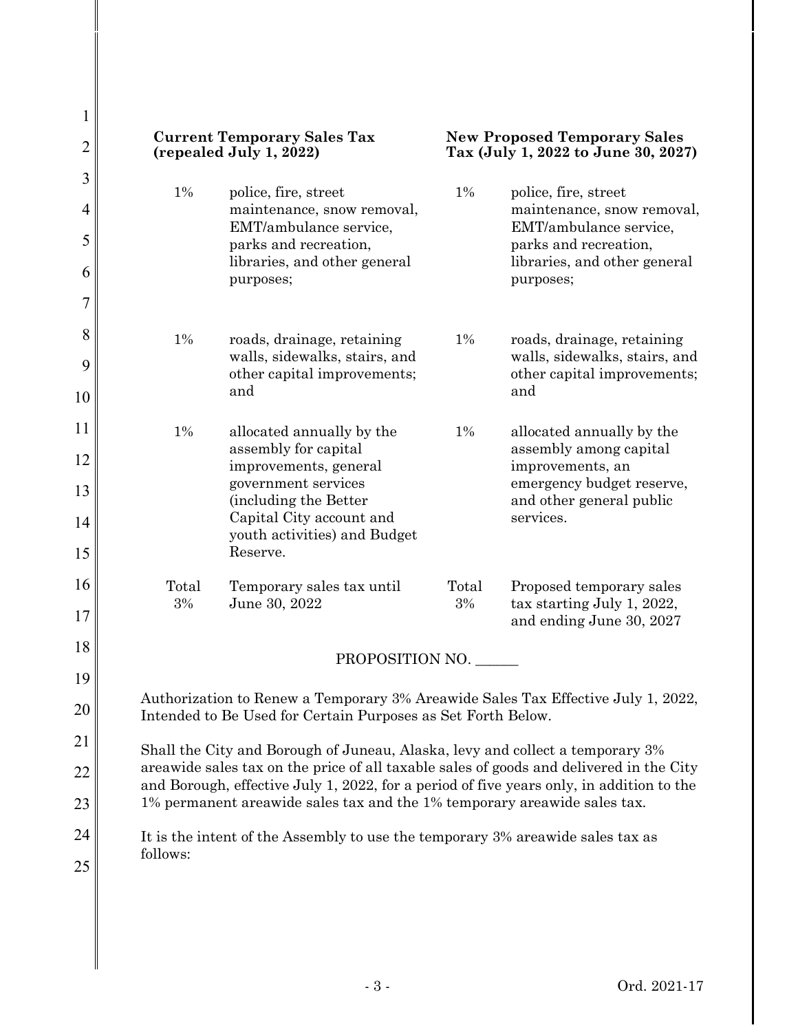| Current Temporary Sales Tax (repealed July 1, 2022) | | New Proposed Temporary Sales Tax (July 1, 2022 to June 30, 2027) | |
|---|---|---|---|
| 1% | police, fire, street maintenance, snow removal, EMT/ambulance service, parks and recreation, libraries, and other general purposes; | 1% | police, fire, street maintenance, snow removal, EMT/ambulance service, parks and recreation, libraries, and other general purposes; |
| 1% | roads, drainage, retaining walls, sidewalks, stairs, and other capital improvements; and | 1% | roads, drainage, retaining walls, sidewalks, stairs, and other capital improvements; and |
| 1% | allocated annually by the assembly for capital improvements, general government services (including the Better Capital City account and youth activities) and Budget Reserve. | 1% | allocated annually by the assembly among capital improvements, an emergency budget reserve, and other general public services. |
| Total 3% | Temporary sales tax until June 30, 2022 | Total 3% | Proposed temporary sales tax starting July 1, 2022, and ending June 30, 2027 |

PROPOSITION NO. ______

Authorization to Renew a Temporary 3% Areawide Sales Tax Effective July 1, 2022, Intended to Be Used for Certain Purposes as Set Forth Below.

Shall the City and Borough of Juneau, Alaska, levy and collect a temporary 3% areawide sales tax on the price of all taxable sales of goods and delivered in the City and Borough, effective July 1, 2022, for a period of five years only, in addition to the 1% permanent areawide sales tax and the 1% temporary areawide sales tax.

It is the intent of the Assembly to use the temporary 3% areawide sales tax as follows: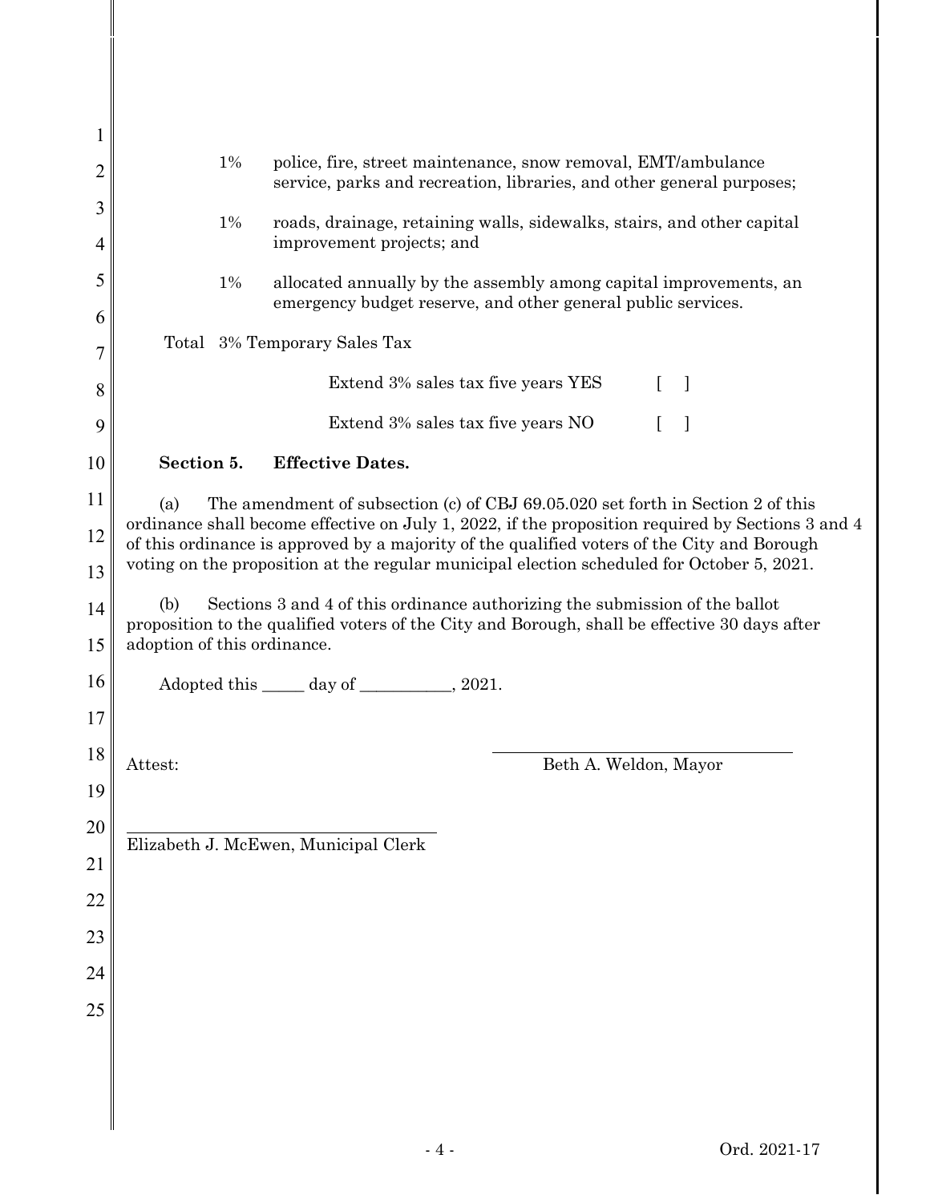1% police, fire, street maintenance, snow removal, EMT/ambulance service, parks and recreation, libraries, and other general purposes;

1% roads, drainage, retaining walls, sidewalks, stairs, and other capital improvement projects; and

1% allocated annually by the assembly among capital improvements, an emergency budget reserve, and other general public services.

Total 3% Temporary Sales Tax

Extend 3% sales tax five years YES [ ]

Extend 3% sales tax five years NO [ ]

**Section 5. Effective Dates.**

(a) The amendment of subsection (c) of CBJ 69.05.020 set forth in Section 2 of this ordinance shall become effective on July 1, 2022, if the proposition required by Sections 3 and 4 of this ordinance is approved by a majority of the qualified voters of the City and Borough voting on the proposition at the regular municipal election scheduled for October 5, 2021.

(b) Sections 3 and 4 of this ordinance authorizing the submission of the ballot proposition to the qualified voters of the City and Borough, shall be effective 30 days after adoption of this ordinance.

Adopted this _____ day of ___________, 2021.

_______________________________
Beth A. Weldon, Mayor

Attest:

_______________________________
Elizabeth J. McEwen, Municipal Clerk